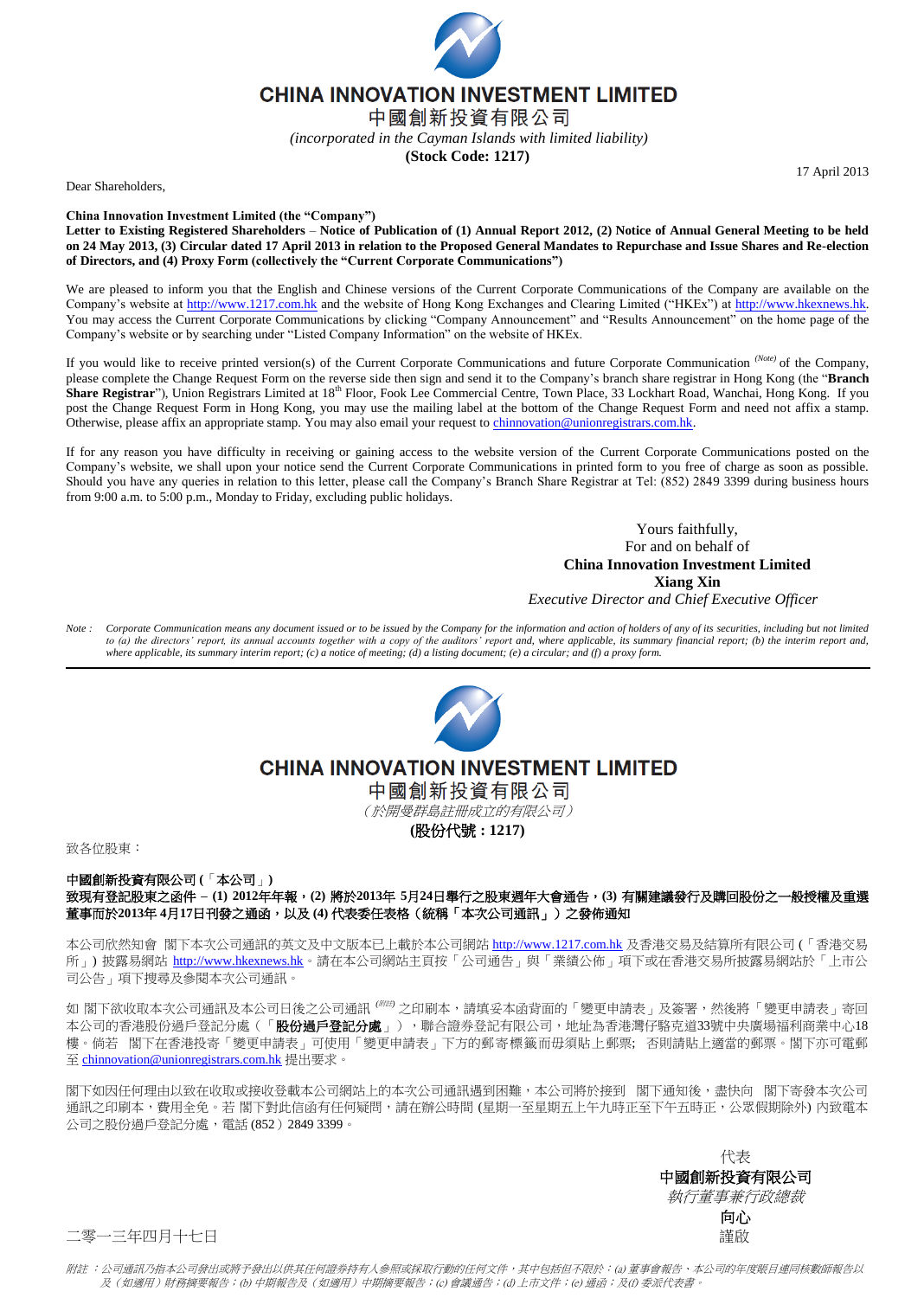# CHINA INNOVATION INVESTMENT LIMITED

# 中國創新投資有限公司

*(incorporated in the Cayman Islands with limited liability)*

**(Stock Code: 1217)**

17 April 2013

Dear Shareholders,

**China Innovation Investment Limited (the "Company")**

**Letter to Existing Registered Shareholders – Notice of Publication of (1) Annual Report 2012, (2) Notice of Annual General Meeting to be held on 24 May 2013, (3) Circular dated 17 April 2013 in relation to the Proposed General Mandates to Repurchase and Issue Shares and Re-election of Directors, and (4) Proxy Form (collectively the "Current Corporate Communications")**

We are pleased to inform you that the English and Chinese versions of the Current Corporate Communications of the Company are available on the Company's website at http://www.1217.com.hk and the website of Hong Kong Exchanges and Clearing Limited ("HKEx") at http://www.hkexnews.hk. You may access the Current Corporate Communications by clicking "Company Announcement" and "Results Announcement" on the home page of the Company's website or by searching under "Listed Company Information" on the website of HKEx.

If you would like to receive printed version(s) of the Current Corporate Communications and future Corporate Communication [(Note)] of the Company, please complete the Change Request Form on the reverse side then sign and send it to the Company's branch share registrar in Hong Kong (the "**Branch Share Registrar**"), Union Registrars Limited at 18th Floor, Fook Lee Commercial Centre, Town Place, 33 Lockhart Road, Wanchai, Hong Kong. If you post the Change Request Form in Hong Kong, you may use the mailing label at the bottom of the Change Request Form and need not affix a stamp. Otherwise, please affix an appropriate stamp. You may also email your request to chinnovation@unionregistrars.com.hk.

If for any reason you have difficulty in receiving or gaining access to the website version of the Current Corporate Communications posted on the Company's website, we shall upon your notice send the Current Corporate Communications in printed form to you free of charge as soon as possible. Should you have any queries in relation to this letter, please call the Company's Branch Share Registrar at Tel: (852) 2849 3399 during business hours from 9:00 a.m. to 5:00 p.m., Monday to Friday, excluding public holidays.

Yours faithfully,
For and on behalf of
**China Innovation Investment Limited**
**Xiang Xin**
*Executive Director and Chief Executive Officer*

*Note : Corporate Communication means any document issued or to be issued by the Company for the information and action of holders of any of its securities, including but not limited to (a) the directors' report, its annual accounts together with a copy of the auditors' report and, where applicable, its summary financial report; (b) the interim report and, where applicable, its summary interim report; (c) a notice of meeting; (d) a listing document; (e) a circular; and (f) a proxy form.*

---

# CHINA INNOVATION INVESTMENT LIMITED

# 中國創新投資有限公司

*（於開曼群島註冊成立的有限公司）*

**(股份代號：1217)**

致各位股東：

**中國創新投資有限公司(「本公司」)**

**致現有登記股東之函件 – (1) 2012年年報，(2) 將於2013年 5月24日舉行之股東週年大會通告，(3) 有關建議發行及購回股份之一般授權及重選董事而於2013年 4月17日刊發之通函，以及 (4) 代表委任表格（統稱「本次公司通訊」）之發佈通知**

本公司欣然知會 閣下本次公司通訊的英文及中文版本已上載於本公司網站 http://www.1217.com.hk 及香港交易及結算所有限公司(「香港交易所」)披露易網站 http://www.hkexnews.hk。請在本公司網站主頁按「公司通告」與「業績公佈」項下或在香港交易所披露易網站於「上市公司公告」項下搜尋及參閱本次公司通訊。

如 閣下欲收取本次公司通訊及本公司日後之公司通訊 [(附註)] 之印刷本，請填妥本函背面的「變更申請表」及簽署，然後將「變更申請表」寄回本公司的香港股份過戶登記分處（「**股份過戶登記分處**」），聯合證券登記有限公司，地址為香港灣仔駱克道33號中央廣場福利商業中心18樓。倘若 閣下在香港投寄「變更申請表」可使用「變更申請表」下方的郵寄標籤而毋須貼上郵票; 否則請貼上適當的郵票。閣下亦可電郵至 chinnovation@unionregistrars.com.hk 提出要求。

閣下如因任何理由以致在收取或接收登載本公司網站上的本次公司通訊遇到困難，本公司將於接到 閣下通知後，盡快向 閣下寄發本次公司通訊之印刷本，費用全免。若 閣下對此信函有任何疑問，請在辦公時間 (星期一至星期五上午九時正至下午五時正，公眾假期除外) 內致電本公司之股份過戶登記分處，電話 (852) 2849 3399。

代表
**中國創新投資有限公司**
*執行董事兼行政總裁*
**向心**
謹啟

二零一三年四月十七日

*附註：公司通訊乃指本公司發出或將予發出以供其任何證券持有人參照或採取行動的任何文件，其中包括但不限於：(a) 董事會報告、本公司的年度賬目連同核數師報告以及（如適用）財務摘要報告；(b) 中期報告及（如適用）中期摘要報告；(c) 會議通告；(d) 上市文件；(e) 通函；及(f) 委派代表書。*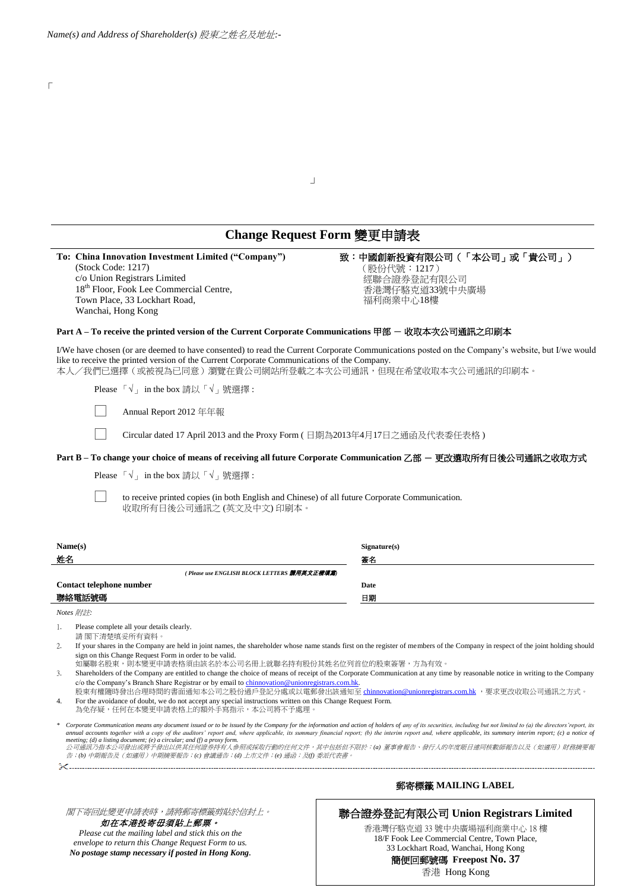*Name(s) and Address of Shareholder(s) 股東之姓名及地址:-*

「

」

# Change Request Form 變更申請表

**To: China Innovation Investment Limited ("Company")**
(Stock Code: 1217)
c/o Union Registrars Limited
18th Floor, Fook Lee Commercial Centre,
Town Place, 33 Lockhart Road,
Wanchai, Hong Kong

**致：中國創新投資有限公司（「本公司」或「貴公司」）**
（股份代號：1217）
經聯合證券登記有限公司
香港灣仔駱克道33號中央廣場
福利商業中心18樓

### Part A – To receive the printed version of the Current Corporate Communications 甲部 — 收取本次公司通訊之印刷本

I/We have chosen (or are deemed to have consented) to read the Current Corporate Communications posted on the Company's website, but I/we would like to receive the printed version of the Current Corporate Communications of the Company.
本人／我們已選擇（或被視為已同意）瀏覽在貴公司網站所登載之本次公司通訊，但現在希望收取本次公司通訊的印刷本。

Please 「√」 in the box 請以「√」號選擇：

☐ Annual Report 2012 年年報

☐ Circular dated 17 April 2013 and the Proxy Form ( 日期為2013年4月17日之通函及代表委任表格 )

### Part B – To change your choice of means of receiving all future Corporate Communication 乙部 — 更改選取所有日後公司通訊之收取方式

Please 「√」 in the box 請以「√」號選擇：

☐ to receive printed copies (in both English and Chinese) of all future Corporate Communication.
收取所有日後公司通訊之 (英文及中文) 印刷本。

| | |
|---|---|
| **Name(s)** 姓名 *(Please use ENGLISH BLOCK LETTERS 請用英文正楷填寫)* | **Signature(s)** 簽名 |
| **Contact telephone number** 聯絡電話號碼 | **Date** 日期 |

*Notes 附註:*

1. Please complete all your details clearly.
請 閣下清楚填妥所有資料。
2. If your shares in the Company are held in joint names, the shareholder whose name stands first on the register of members of the Company in respect of the joint holding should sign on this Change Request Form in order to be valid.
如屬聯名股東，則本變更申請表格須由該名於本公司名冊上就聯名持有股份其姓名位列首位的股東簽署，方為有效。
3. Shareholders of the Company are entitled to change the choice of means of receipt of the Corporate Communication at any time by reasonable notice in writing to the Company c/o the Company's Branch Share Registrar or by email to chinnovation@unionregistrars.com.hk.
股東有權隨時發出合理時間的書面通知本公司之股份過戶登記分處或以電郵發出該通知至 chinnovation@unionregistrars.com.hk ，要求更改收取公司通訊之方式。
4. For the avoidance of doubt, we do not accept any special instructions written on this Change Request Form.
為免存疑，任何在本變更申請表格上的額外手寫指示，本公司將不予處理。

\* *Corporate Communication means any document issued or to be issued by the Company for the information and action of holders of any of its securities, including but not limited to (a) the directors' report, its annual accounts together with a copy of the auditors' report and, where applicable, its summary financial report; (b) the interim report and, where applicable, its summary interim report; (c) a notice of meeting; (d) a listing document; (e) a circular; and (f) a proxy form.*
*公司通訊乃指本公司發出或將予發出以供其任何證券持有人參照或採取行動的任何文件，其中包括但不限於：(a) 董事會報告、發行人的年度賬目連同核數師報告以及（如適用）財務摘要報告；(b) 中期報告及（如適用）中期摘要報告；(c) 會議通告；(d) 上市文件；(e) 通函；及(f) 委派代表書。*

✂---

**郵寄標籤 MAILING LABEL**

*閣下寄回此變更申請表時，請將郵寄標籤剪貼於信封上。*
***如在本港投寄毋須貼上郵票。***
*Please cut the mailing label and stick this on the envelope to return this Change Request Form to us.*
***No postage stamp necessary if posted in Hong Kong.***

**聯合證券登記有限公司 Union Registrars Limited**
香港灣仔駱克道 33 號中央廣場福利商業中心 18 樓
18/F Fook Lee Commercial Centre, Town Place,
33 Lockhart Road, Wanchai, Hong Kong
**簡便回郵號碼 Freepost No. 37**
香港 Hong Kong